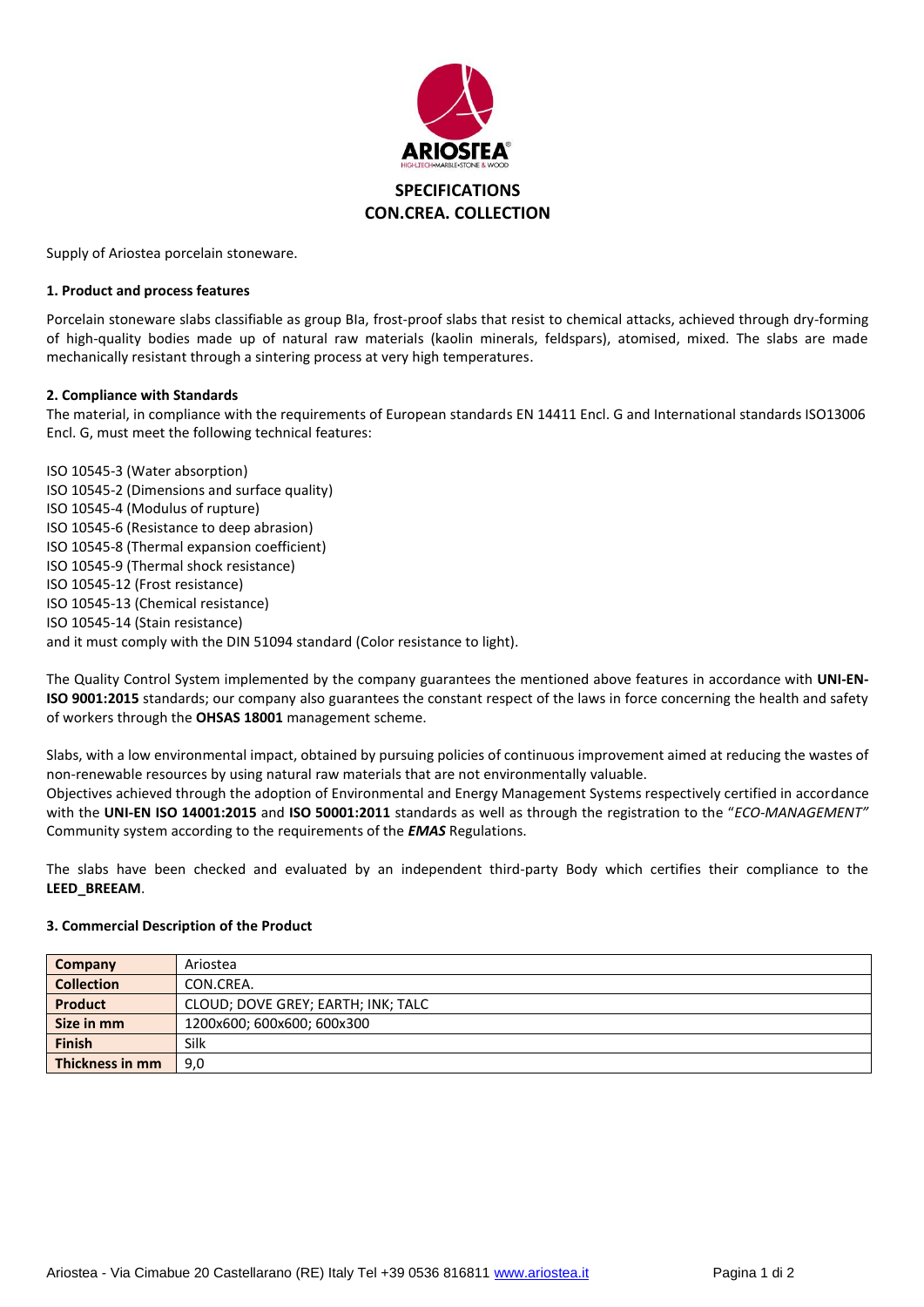# SPECIFICATIONS
## CON.CREA. COLLECTION

Supply of Ariostea porcelain stoneware.

### 1. Product and process features

Porcelain stoneware slabs classifiable as group BIa, frost-proof slabs that resist to chemical attacks, achieved through dry-forming of high-quality bodies made up of natural raw materials (kaolin minerals, feldspars), atomised, mixed. The slabs are made mechanically resistant through a sintering process at very high temperatures.

### 2. Compliance with Standards

The material, in compliance with the requirements of European standards EN 14411 Encl. G and International standards ISO13006 Encl. G, must meet the following technical features:

ISO 10545-3 (Water absorption)
ISO 10545-2 (Dimensions and surface quality)
ISO 10545-4 (Modulus of rupture)
ISO 10545-6 (Resistance to deep abrasion)
ISO 10545-8 (Thermal expansion coefficient)
ISO 10545-9 (Thermal shock resistance)
ISO 10545-12 (Frost resistance)
ISO 10545-13 (Chemical resistance)
ISO 10545-14 (Stain resistance)
and it must comply with the DIN 51094 standard (Color resistance to light).

The Quality Control System implemented by the company guarantees the mentioned above features in accordance with **UNI-EN-ISO 9001:2015** standards; our company also guarantees the constant respect of the laws in force concerning the health and safety of workers through the **OHSAS 18001** management scheme.

Slabs, with a low environmental impact, obtained by pursuing policies of continuous improvement aimed at reducing the wastes of non-renewable resources by using natural raw materials that are not environmentally valuable.
Objectives achieved through the adoption of Environmental and Energy Management Systems respectively certified in accordance with the **UNI-EN ISO 14001:2015** and **ISO 50001:2011** standards as well as through the registration to the "*ECO-MANAGEMENT"* Community system according to the requirements of the ***EMAS*** Regulations.

The slabs have been checked and evaluated by an independent third-party Body which certifies their compliance to the **LEED_BREEAM**.

### 3. Commercial Description of the Product

| | |
|---|---|
| **Company** | Ariostea |
| **Collection** | CON.CREA. |
| **Product** | CLOUD; DOVE GREY; EARTH; INK; TALC |
| **Size in mm** | 1200x600; 600x600; 600x300 |
| **Finish** | Silk |
| **Thickness in mm** | 9,0 |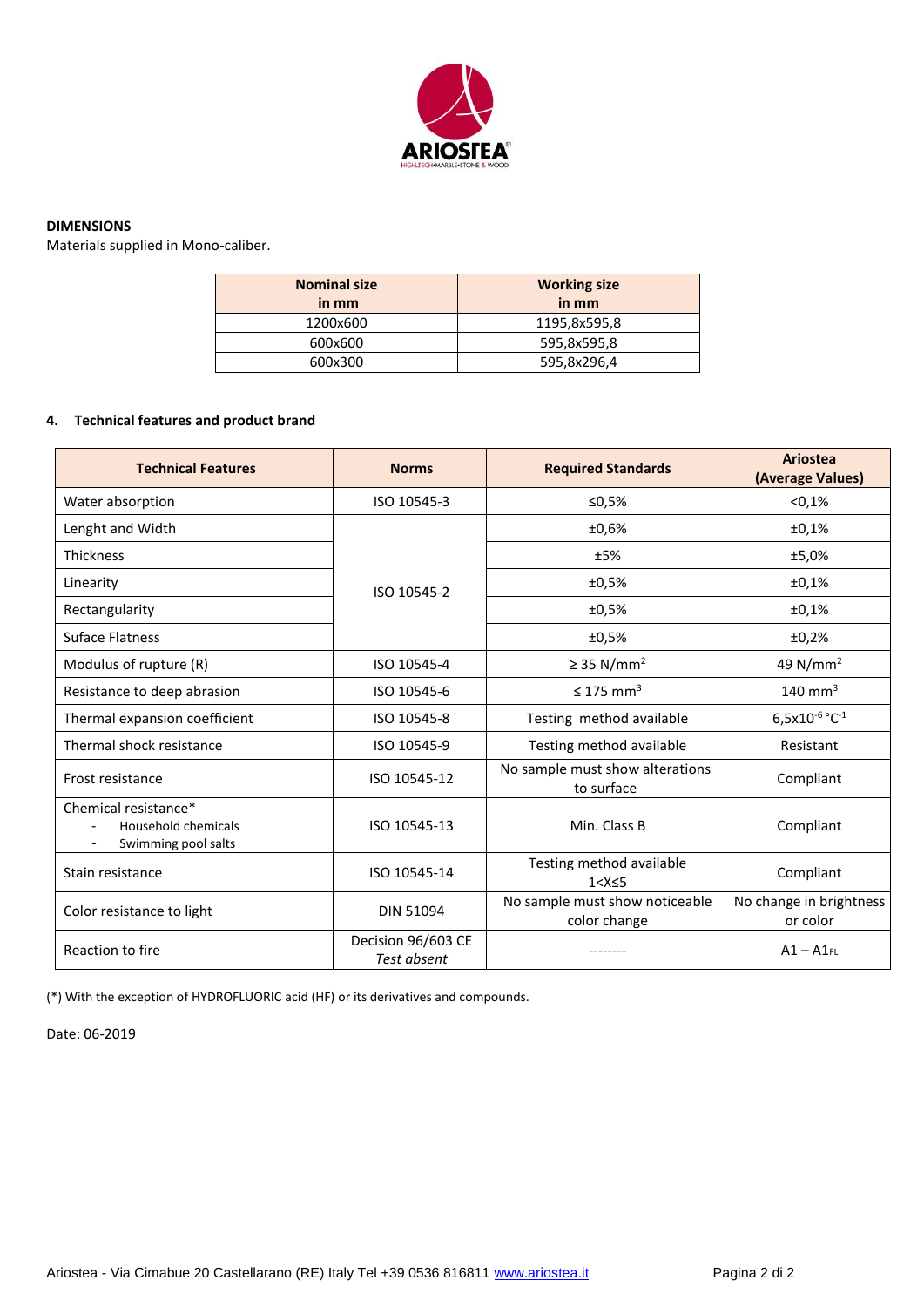**DIMENSIONS**

Materials supplied in Mono-caliber.

| Nominal size in mm | Working size in mm |
|---|---|
| 1200x600 | 1195,8x595,8 |
| 600x600 | 595,8x595,8 |
| 600x300 | 595,8x296,4 |

**4. Technical features and product brand**

| Technical Features | Norms | Required Standards | Ariostea (Average Values) |
|---|---|---|---|
| Water absorption | ISO 10545-3 | ≤0,5% | <0,1% |
| Lenght and Width | ISO 10545-2 | ±0,6% | ±0,1% |
| Thickness | | ±5% | ±5,0% |
| Linearity | | ±0,5% | ±0,1% |
| Rectangularity | | ±0,5% | ±0,1% |
| Suface Flatness | | ±0,5% | ±0,2% |
| Modulus of rupture (R) | ISO 10545-4 | ≥ 35 N/mm$^2$ | 49 N/mm$^2$ |
| Resistance to deep abrasion | ISO 10545-6 | ≤ 175 mm$^3$ | 140 mm$^3$ |
| Thermal expansion coefficient | ISO 10545-8 | Testing method available | 6,5x10$^{-6}$ °C$^{-1}$ |
| Thermal shock resistance | ISO 10545-9 | Testing method available | Resistant |
| Frost resistance | ISO 10545-12 | No sample must show alterations to surface | Compliant |
| Chemical resistance* <br> - Household chemicals <br> - Swimming pool salts | ISO 10545-13 | Min. Class B | Compliant |
| Stain resistance | ISO 10545-14 | Testing method available 1<X≤5 | Compliant |
| Color resistance to light | DIN 51094 | No sample must show noticeable color change | No change in brightness or color |
| Reaction to fire | Decision 96/603 CE *Test absent* | -------- | A1 – A1$_{FL}$ |

(*) With the exception of HYDROFLUORIC acid (HF) or its derivatives and compounds.

Date: 06-2019

Ariostea - Via Cimabue 20 Castellarano (RE) Italy Tel +39 0536 816811 www.ariostea.it